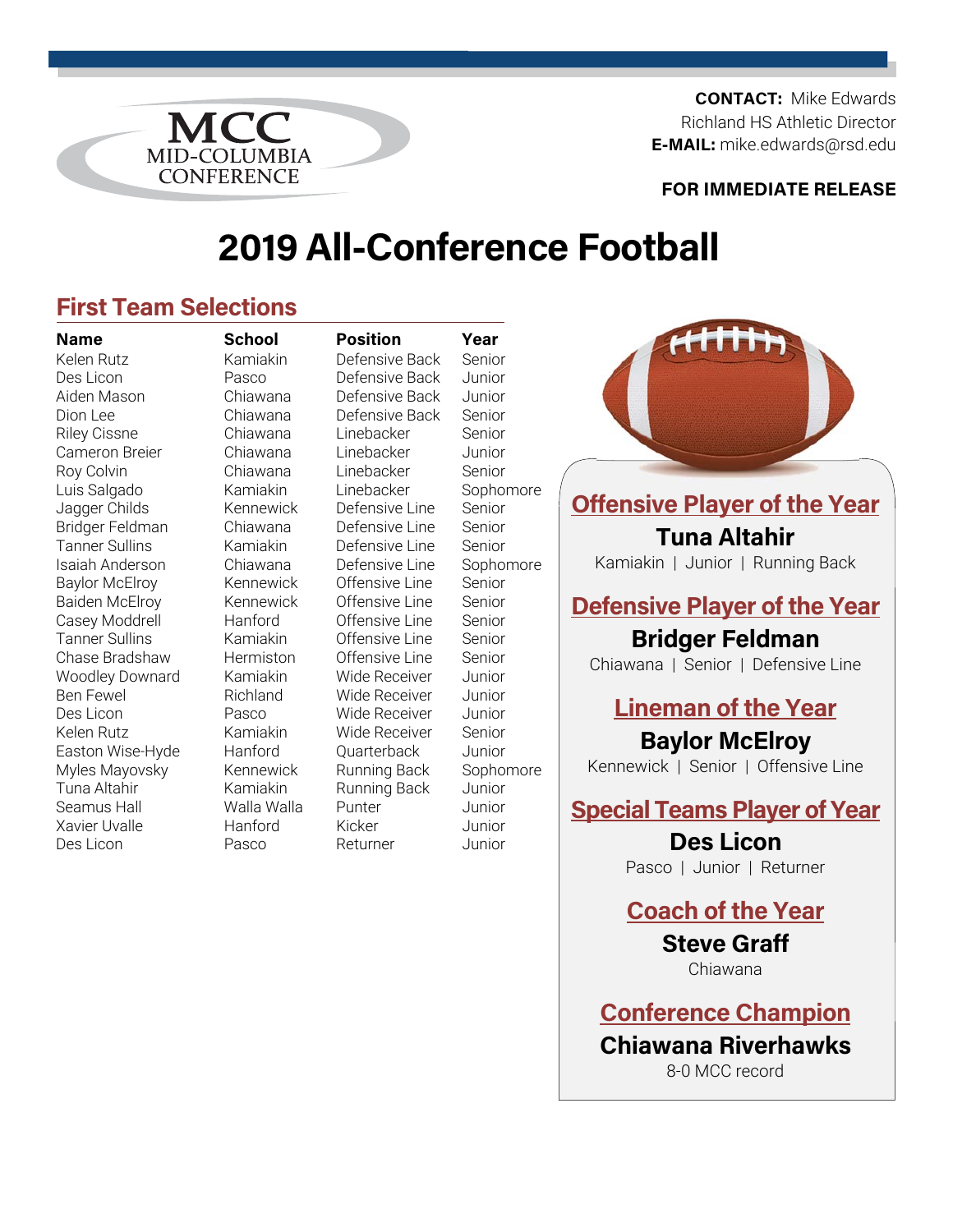MCC MID-COLUMBIA CONFERENCE

**CONTACT:** Mike Edwards
Richland HS Athletic Director
**E-MAIL:** mike.edwards@rsd.edu

**FOR IMMEDIATE RELEASE**

# 2019 All-Conference Football

## First Team Selections

| Name | School | Position | Year |
|---|---|---|---|
| Kelen Rutz | Kamiakin | Defensive Back | Senior |
| Des Licon | Pasco | Defensive Back | Junior |
| Aiden Mason | Chiawana | Defensive Back | Junior |
| Dion Lee | Chiawana | Defensive Back | Senior |
| Riley Cissne | Chiawana | Linebacker | Senior |
| Cameron Breier | Chiawana | Linebacker | Junior |
| Roy Colvin | Chiawana | Linebacker | Senior |
| Luis Salgado | Kamiakin | Linebacker | Sophomore |
| Jagger Childs | Kennewick | Defensive Line | Senior |
| Bridger Feldman | Chiawana | Defensive Line | Senior |
| Tanner Sullins | Kamiakin | Defensive Line | Senior |
| Isaiah Anderson | Chiawana | Defensive Line | Sophomore |
| Baylor McElroy | Kennewick | Offensive Line | Senior |
| Baiden McElroy | Kennewick | Offensive Line | Senior |
| Casey Moddrell | Hanford | Offensive Line | Senior |
| Tanner Sullins | Kamiakin | Offensive Line | Senior |
| Chase Bradshaw | Hermiston | Offensive Line | Senior |
| Woodley Downard | Kamiakin | Wide Receiver | Junior |
| Ben Fewel | Richland | Wide Receiver | Junior |
| Des Licon | Pasco | Wide Receiver | Junior |
| Kelen Rutz | Kamiakin | Wide Receiver | Senior |
| Easton Wise-Hyde | Hanford | Quarterback | Junior |
| Myles Mayovsky | Kennewick | Running Back | Sophomore |
| Tuna Altahir | Kamiakin | Running Back | Junior |
| Seamus Hall | Walla Walla | Punter | Junior |
| Xavier Uvalle | Hanford | Kicker | Junior |
| Des Licon | Pasco | Returner | Junior |

## Offensive Player of the Year

**Tuna Altahir**
Kamiakin | Junior | Running Back

## Defensive Player of the Year

**Bridger Feldman**
Chiawana | Senior | Defensive Line

## Lineman of the Year

**Baylor McElroy**
Kennewick | Senior | Offensive Line

## Special Teams Player of Year

**Des Licon**
Pasco | Junior | Returner

## Coach of the Year

**Steve Graff**
Chiawana

## Conference Champion

**Chiawana Riverhawks**
8-0 MCC record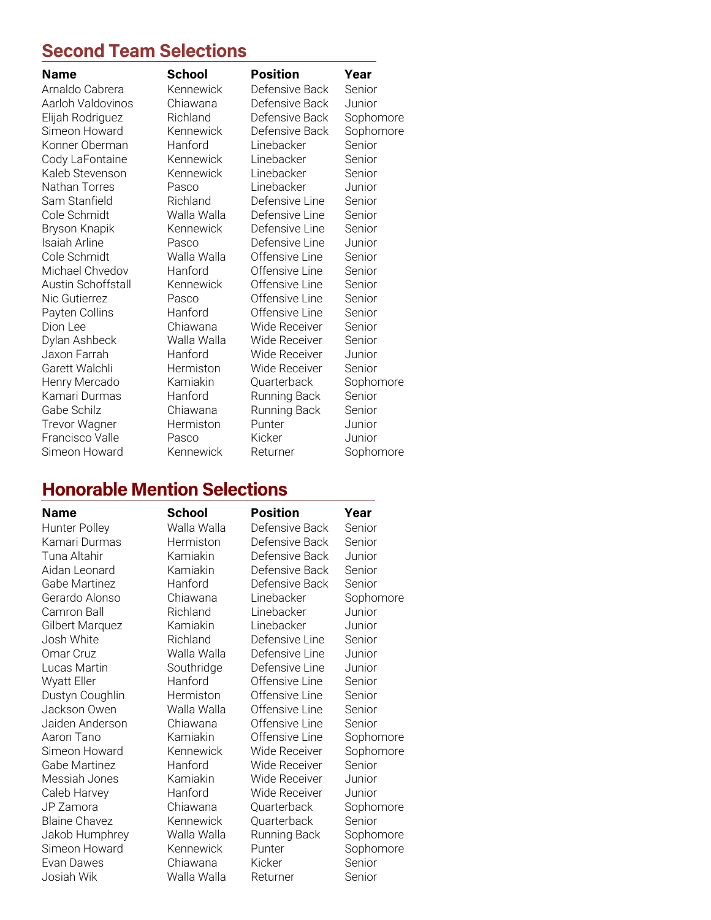## Second Team Selections

| Name | School | Position | Year |
|---|---|---|---|
| Arnaldo Cabrera | Kennewick | Defensive Back | Senior |
| Aarloh Valdovinos | Chiawana | Defensive Back | Junior |
| Elijah Rodriguez | Richland | Defensive Back | Sophomore |
| Simeon Howard | Kennewick | Defensive Back | Sophomore |
| Konner Oberman | Hanford | Linebacker | Senior |
| Cody LaFontaine | Kennewick | Linebacker | Senior |
| Kaleb Stevenson | Kennewick | Linebacker | Senior |
| Nathan Torres | Pasco | Linebacker | Junior |
| Sam Stanfield | Richland | Defensive Line | Senior |
| Cole Schmidt | Walla Walla | Defensive Line | Senior |
| Bryson Knapik | Kennewick | Defensive Line | Senior |
| Isaiah Arline | Pasco | Defensive Line | Junior |
| Cole Schmidt | Walla Walla | Offensive Line | Senior |
| Michael Chvedov | Hanford | Offensive Line | Senior |
| Austin Schoffstall | Kennewick | Offensive Line | Senior |
| Nic Gutierrez | Pasco | Offensive Line | Senior |
| Payten Collins | Hanford | Offensive Line | Senior |
| Dion Lee | Chiawana | Wide Receiver | Senior |
| Dylan Ashbeck | Walla Walla | Wide Receiver | Senior |
| Jaxon Farrah | Hanford | Wide Receiver | Junior |
| Garett Walchli | Hermiston | Wide Receiver | Senior |
| Henry Mercado | Kamiakin | Quarterback | Sophomore |
| Kamari Durmas | Hanford | Running Back | Senior |
| Gabe Schilz | Chiawana | Running Back | Senior |
| Trevor Wagner | Hermiston | Punter | Junior |
| Francisco Valle | Pasco | Kicker | Junior |
| Simeon Howard | Kennewick | Returner | Sophomore |

## Honorable Mention Selections

| Name | School | Position | Year |
|---|---|---|---|
| Hunter Polley | Walla Walla | Defensive Back | Senior |
| Kamari Durmas | Hermiston | Defensive Back | Senior |
| Tuna Altahir | Kamiakin | Defensive Back | Junior |
| Aidan Leonard | Kamiakin | Defensive Back | Senior |
| Gabe Martinez | Hanford | Defensive Back | Senior |
| Gerardo Alonso | Chiawana | Linebacker | Sophomore |
| Camron Ball | Richland | Linebacker | Junior |
| Gilbert Marquez | Kamiakin | Linebacker | Junior |
| Josh White | Richland | Defensive Line | Senior |
| Omar Cruz | Walla Walla | Defensive Line | Junior |
| Lucas Martin | Southridge | Defensive Line | Junior |
| Wyatt Eller | Hanford | Offensive Line | Senior |
| Dustyn Coughlin | Hermiston | Offensive Line | Senior |
| Jackson Owen | Walla Walla | Offensive Line | Senior |
| Jaiden Anderson | Chiawana | Offensive Line | Senior |
| Aaron Tano | Kamiakin | Offensive Line | Sophomore |
| Simeon Howard | Kennewick | Wide Receiver | Sophomore |
| Gabe Martinez | Hanford | Wide Receiver | Senior |
| Messiah Jones | Kamiakin | Wide Receiver | Junior |
| Caleb Harvey | Hanford | Wide Receiver | Junior |
| JP Zamora | Chiawana | Quarterback | Sophomore |
| Blaine Chavez | Kennewick | Quarterback | Senior |
| Jakob Humphrey | Walla Walla | Running Back | Sophomore |
| Simeon Howard | Kennewick | Punter | Sophomore |
| Evan Dawes | Chiawana | Kicker | Senior |
| Josiah Wik | Walla Walla | Returner | Senior |